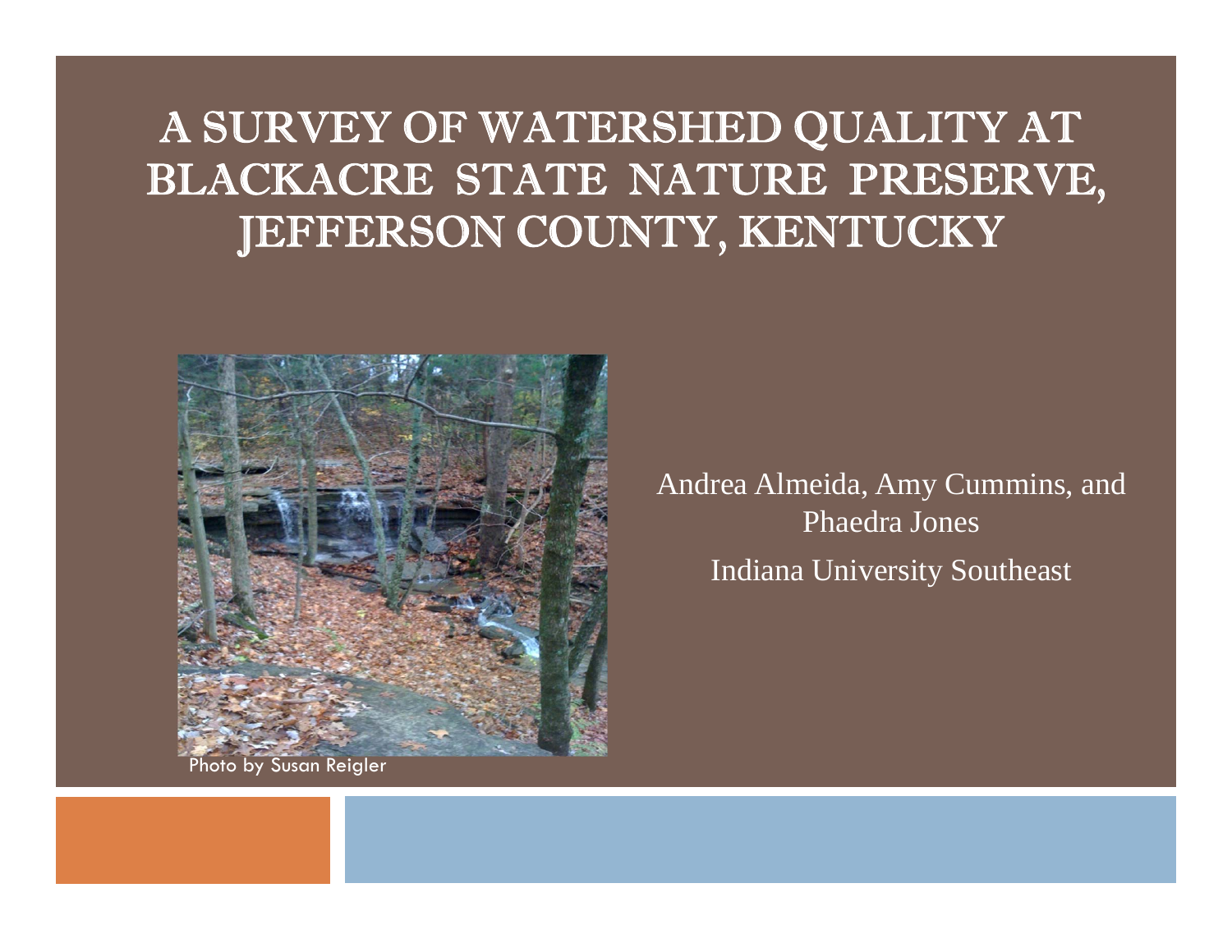# A SURVEY OF WATERSHED QUALITY AT BLACKACRE STATE NATURE PRESERVE, JEFFERSON COUNTY, KENTUCKY

Photo by Susan Reigler

Andrea Almeida, Amy Cummins, and Phaedra Jones

Indiana University Southeast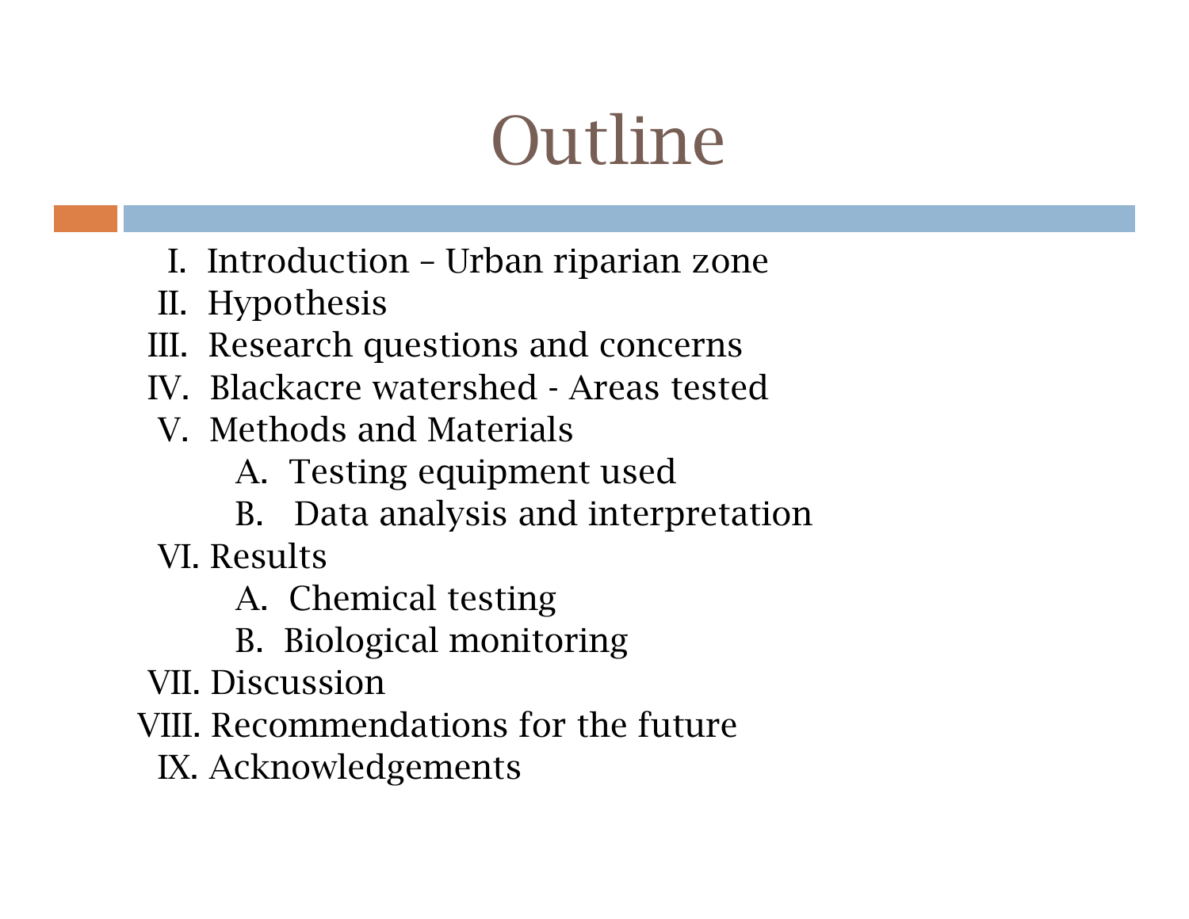# Outline

I. Introduction – Urban riparian zone

II. Hypothesis

III. Research questions and concerns

IV. Blackacre watershed - Areas tested

V. Methods and Materials

   A. Testing equipment used

   B. Data analysis and interpretation

VI. Results

   A. Chemical testing

   B. Biological monitoring

VII. Discussion

VIII. Recommendations for the future

IX. Acknowledgements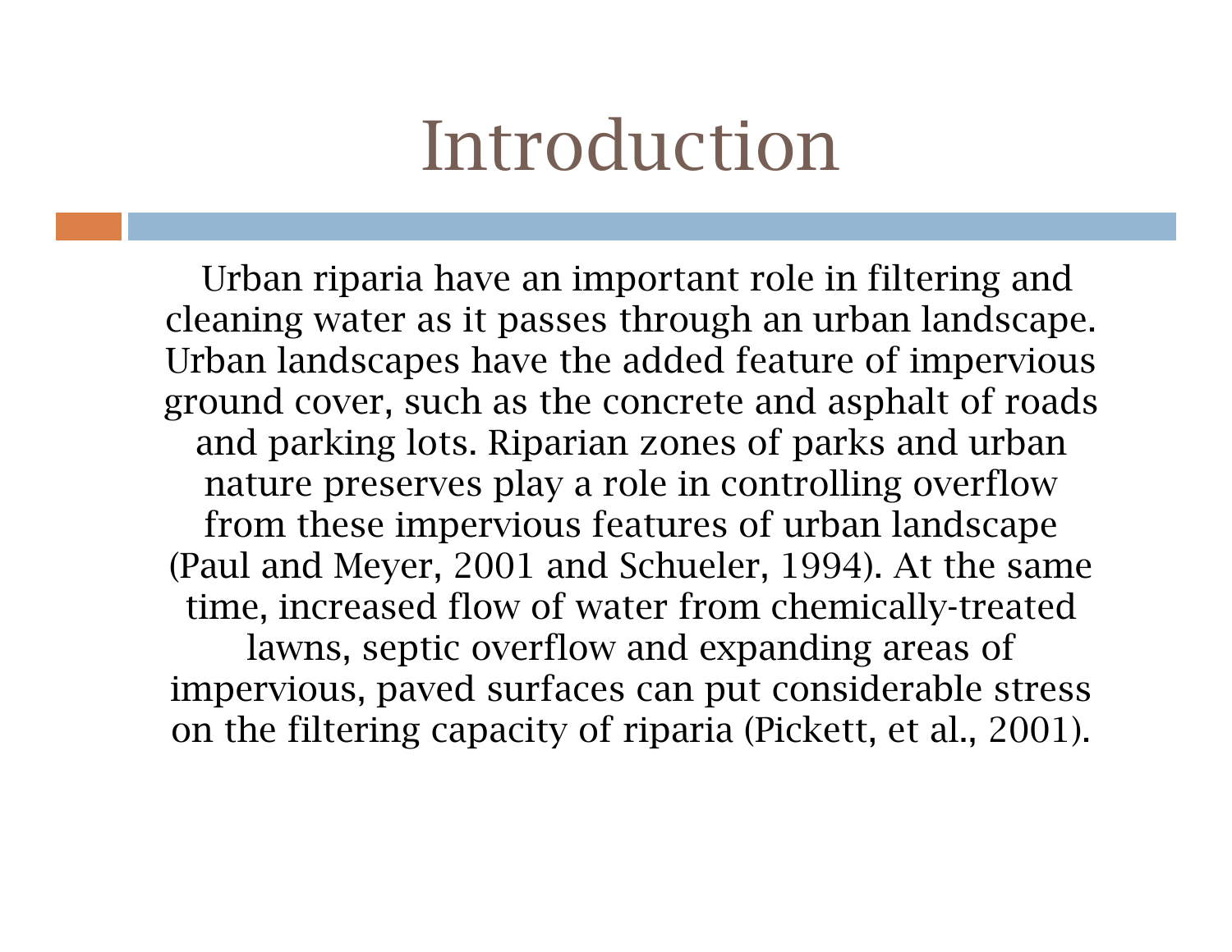# Introduction

Urban riparia have an important role in filtering and cleaning water as it passes through an urban landscape. Urban landscapes have the added feature of impervious ground cover, such as the concrete and asphalt of roads and parking lots. Riparian zones of parks and urban nature preserves play a role in controlling overflow from these impervious features of urban landscape (Paul and Meyer, 2001 and Schueler, 1994). At the same time, increased flow of water from chemically-treated lawns, septic overflow and expanding areas of impervious, paved surfaces can put considerable stress on the filtering capacity of riparia (Pickett, et al., 2001).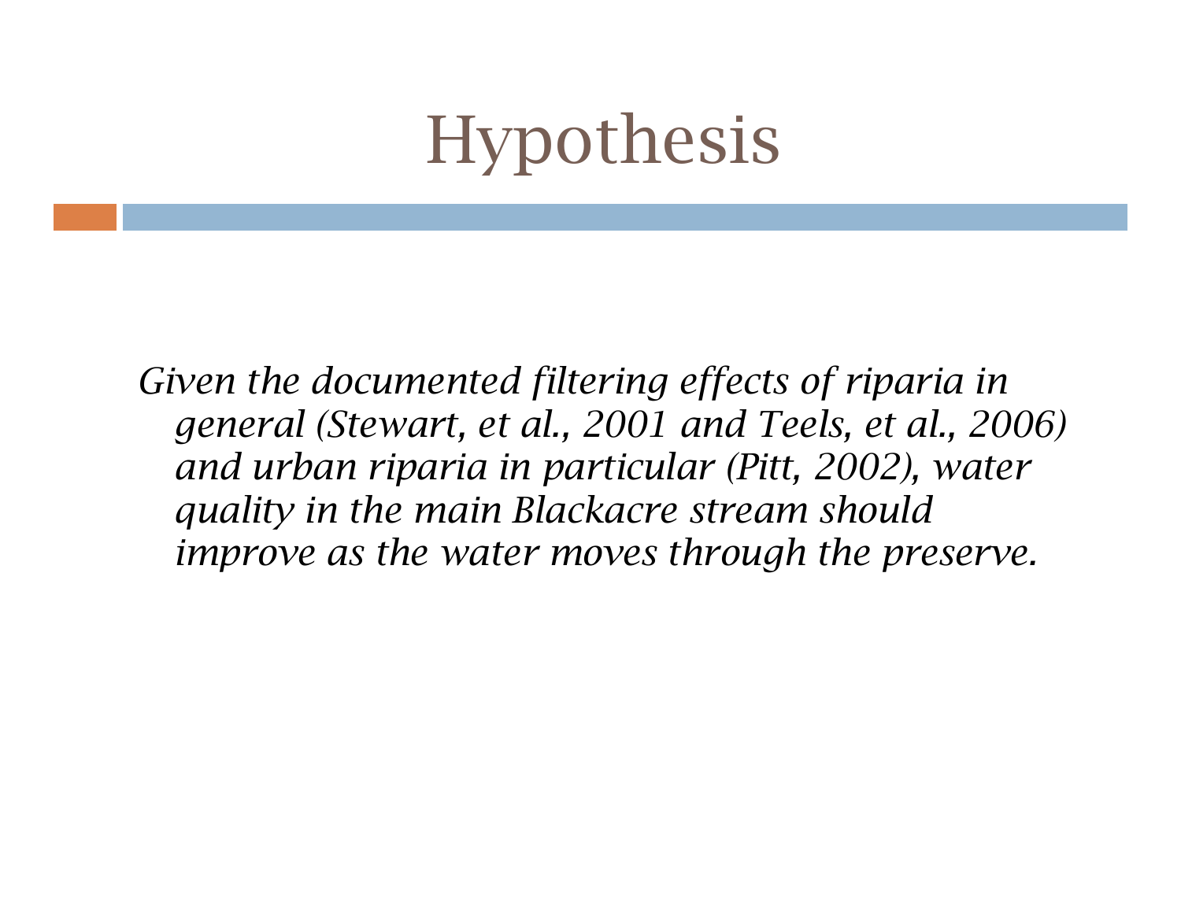# Hypothesis

*Given the documented filtering effects of riparia in general (Stewart, et al., 2001 and Teels, et al., 2006) and urban riparia in particular (Pitt, 2002), water quality in the main Blackacre stream should improve as the water moves through the preserve.*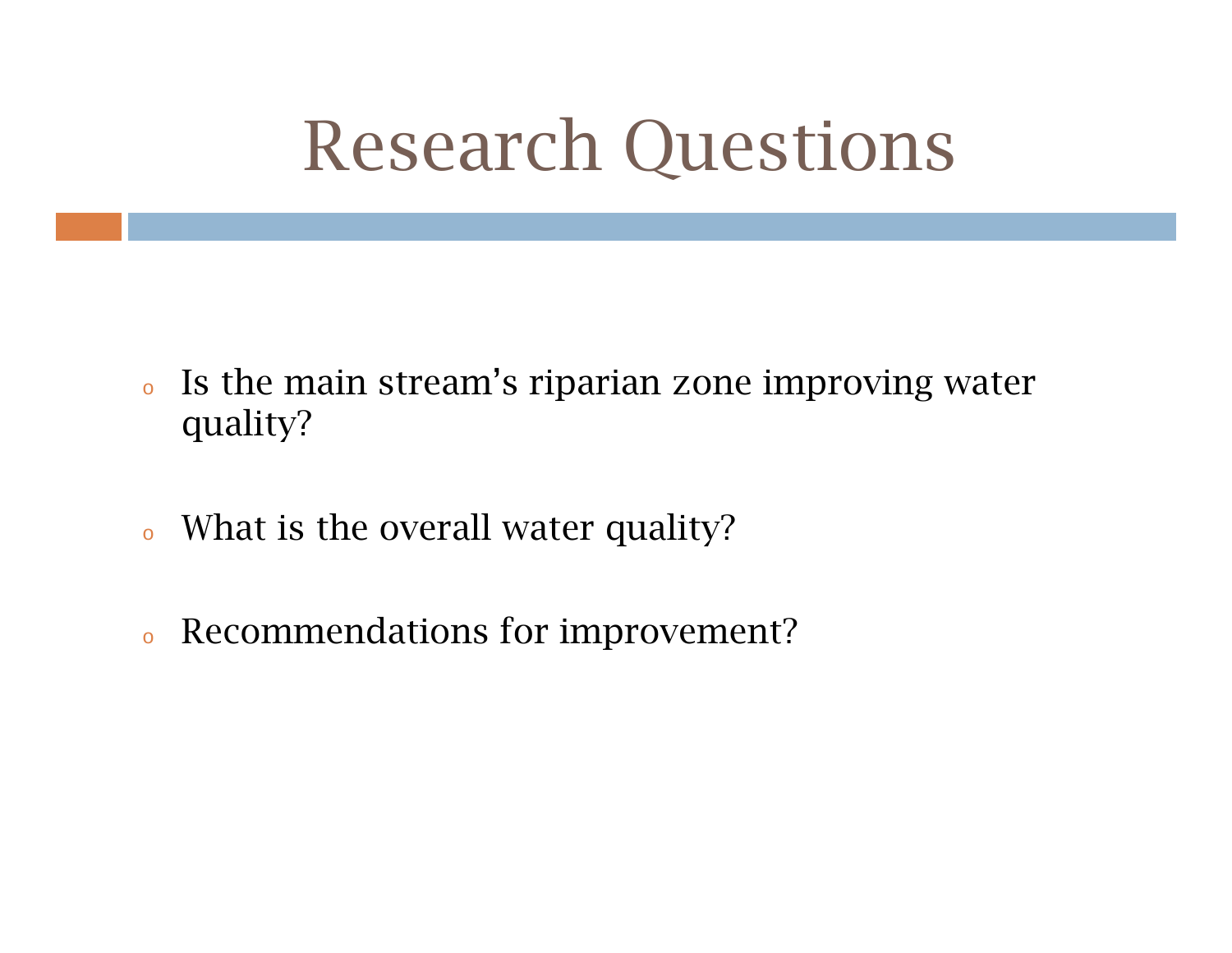# Research Questions

- Is the main stream's riparian zone improving water quality?
- What is the overall water quality?
- Recommendations for improvement?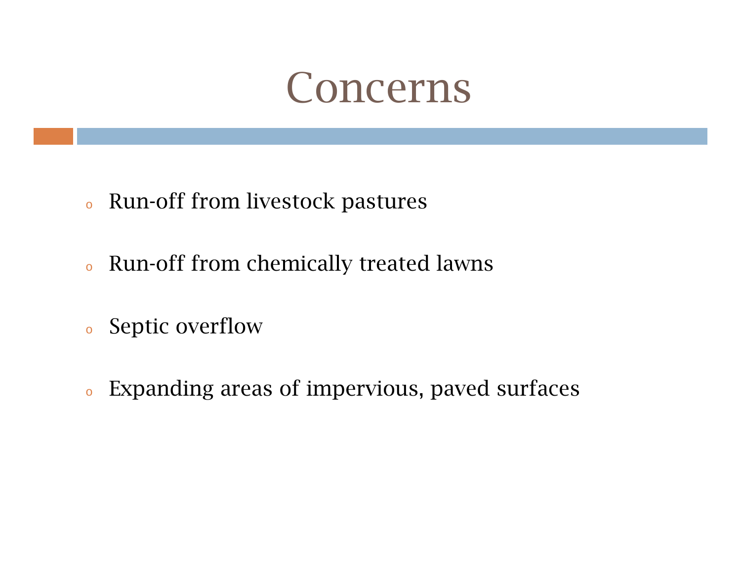# Concerns

- Run-off from livestock pastures
- Run-off from chemically treated lawns
- Septic overflow
- Expanding areas of impervious, paved surfaces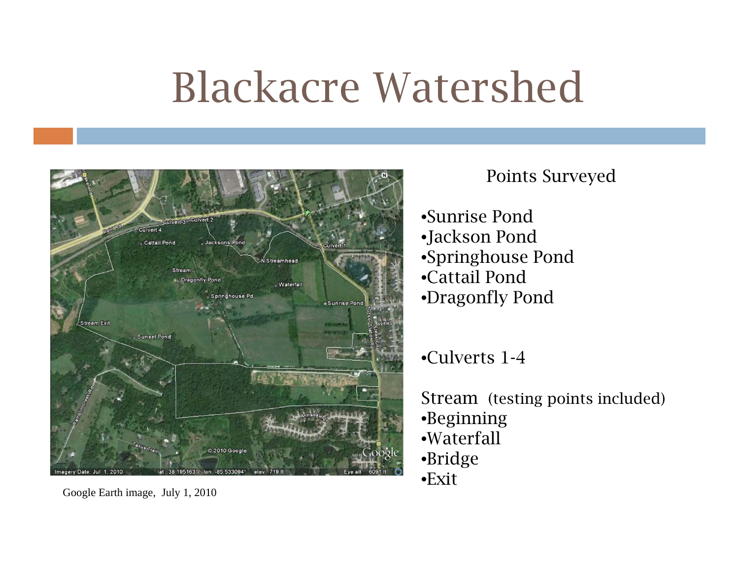# Blackacre Watershed

Google Earth image, July 1, 2010

Points Surveyed

- Sunrise Pond
- Jackson Pond
- Springhouse Pond
- Cattail Pond
- Dragonfly Pond

- Culverts 1-4

Stream (testing points included)

- Beginning
- Waterfall
- Bridge
- Exit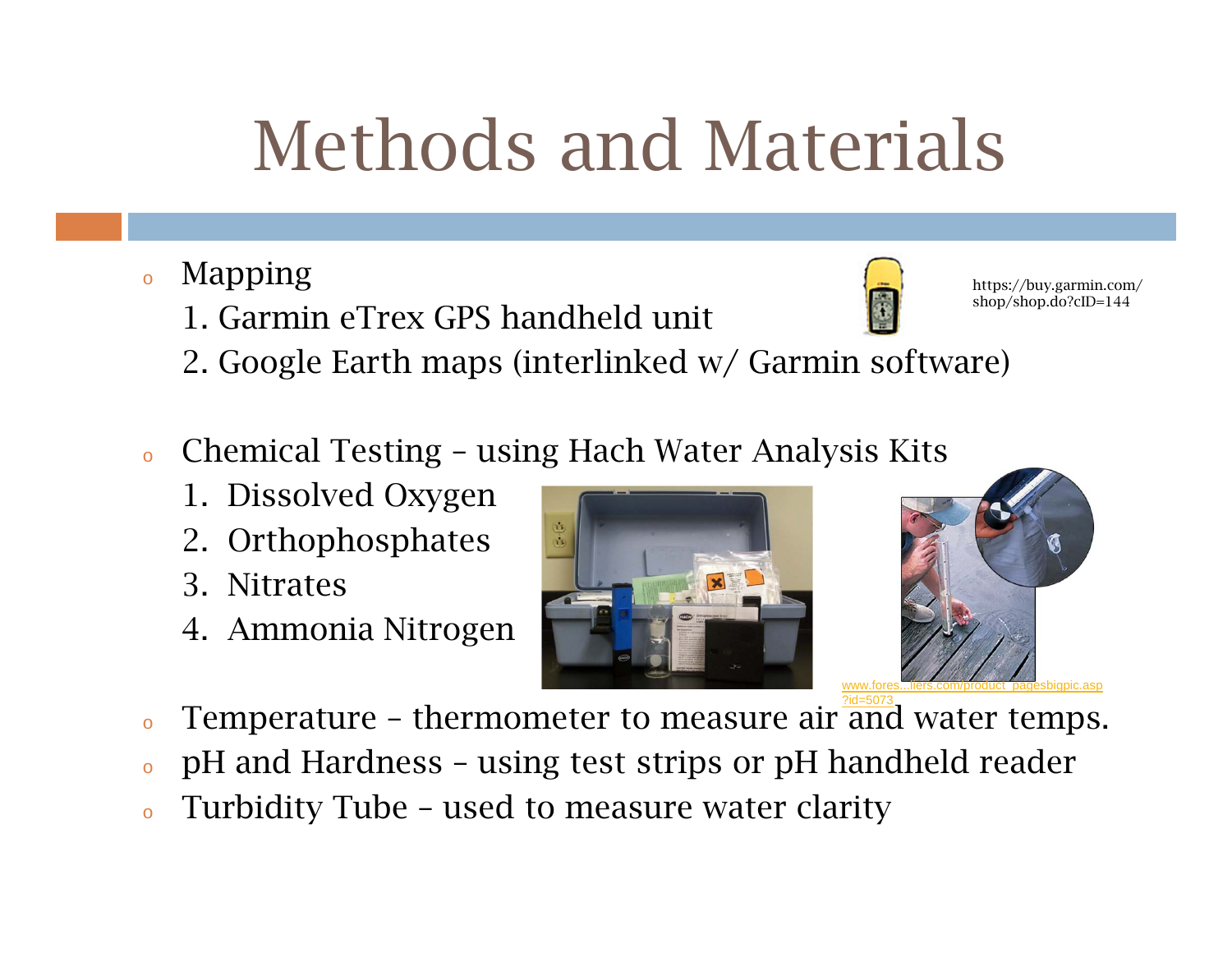# Methods and Materials

- Mapping
  1. Garmin eTrex GPS handheld unit
  2. Google Earth maps (interlinked w/ Garmin software)

https://buy.garmin.com/shop/shop.do?cID=144

- Chemical Testing – using Hach Water Analysis Kits
  1. Dissolved Oxygen
  2. Orthophosphates
  3. Nitrates
  4. Ammonia Nitrogen

www.fores...iers.com/product_pagesbigpic.asp?id=5073

- Temperature – thermometer to measure air and water temps.
- pH and Hardness – using test strips or pH handheld reader
- Turbidity Tube – used to measure water clarity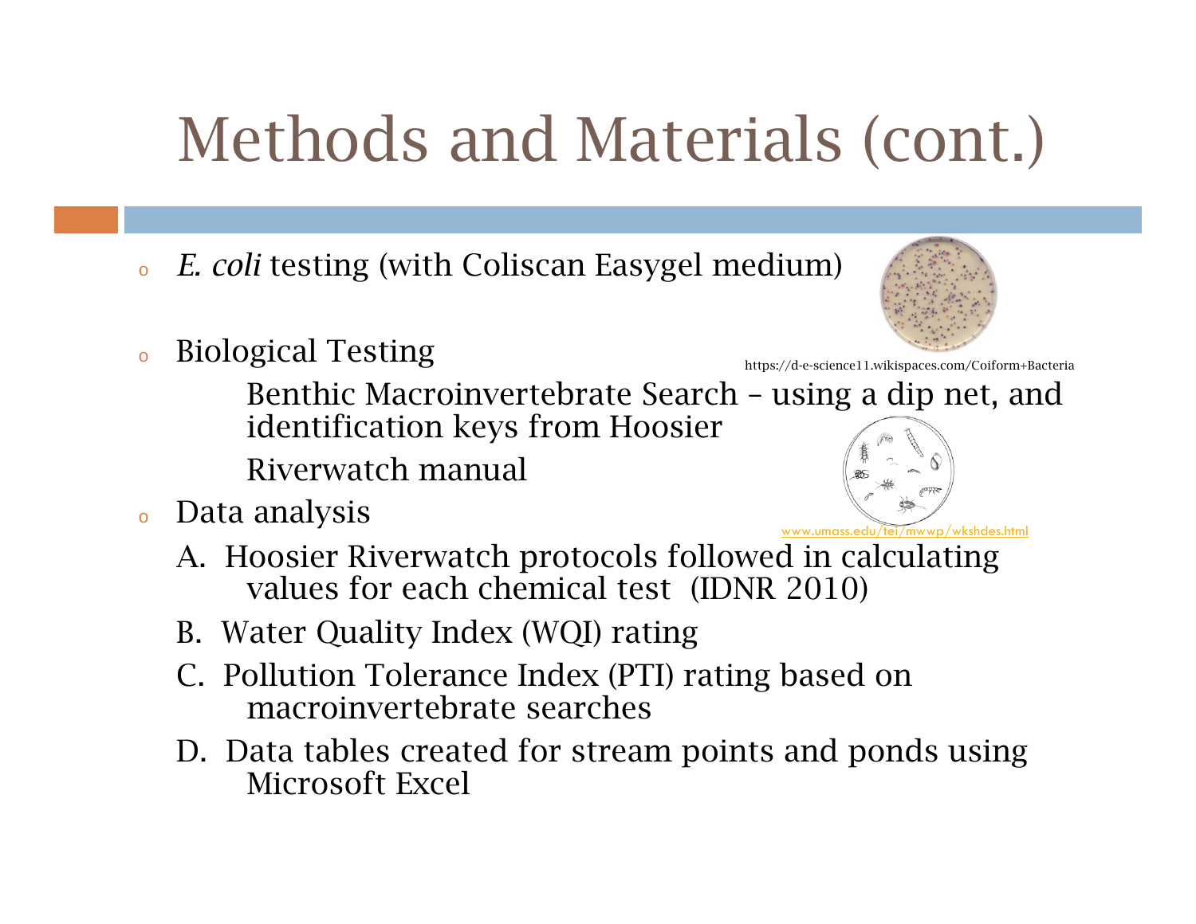# Methods and Materials (cont.)

- *E. coli* testing (with Coliscan Easygel medium)

https://d-e-science11.wikispaces.com/Coiform+Bacteria

- Biological Testing

  Benthic Macroinvertebrate Search – using a dip net, and identification keys from Hoosier Riverwatch manual

www.umass.edu/tei/mwwp/wkshdes.html

- Data analysis

  A. Hoosier Riverwatch protocols followed in calculating values for each chemical test (IDNR 2010)

  B. Water Quality Index (WQI) rating

  C. Pollution Tolerance Index (PTI) rating based on macroinvertebrate searches

  D. Data tables created for stream points and ponds using Microsoft Excel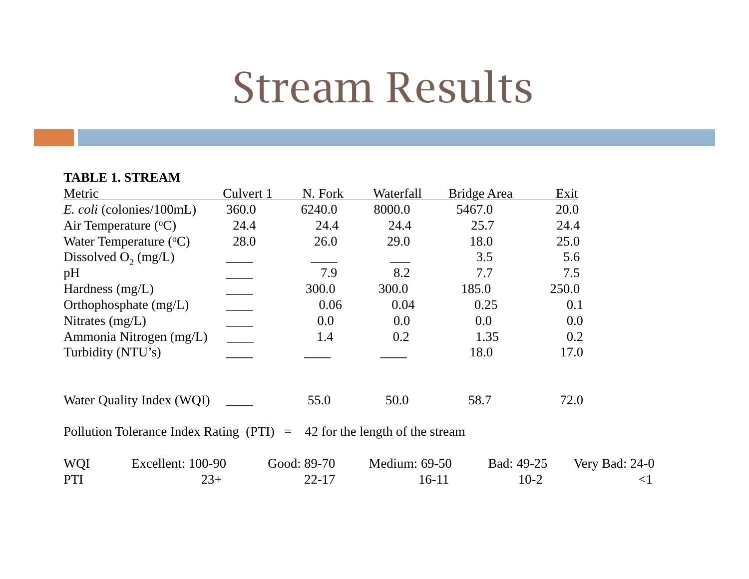# Stream Results

**TABLE 1. STREAM**

| Metric | Culvert 1 | N. Fork | Waterfall | Bridge Area | Exit |
|---|---|---|---|---|---|
| *E. coli* (colonies/100mL) | 360.0 | 6240.0 | 8000.0 | 5467.0 | 20.0 |
| Air Temperature (°C) | 24.4 | 24.4 | 24.4 | 25.7 | 24.4 |
| Water Temperature (°C) | 28.0 | 26.0 | 29.0 | 18.0 | 25.0 |
| Dissolved $O_2$ (mg/L) | ____ | ____ | ___ | 3.5 | 5.6 |
| pH | ____ | 7.9 | 8.2 | 7.7 | 7.5 |
| Hardness (mg/L) | ____ | 300.0 | 300.0 | 185.0 | 250.0 |
| Orthophosphate (mg/L) | ____ | 0.06 | 0.04 | 0.25 | 0.1 |
| Nitrates (mg/L) | ____ | 0.0 | 0.0 | 0.0 | 0.0 |
| Ammonia Nitrogen (mg/L) | ____ | 1.4 | 0.2 | 1.35 | 0.2 |
| Turbidity (NTU's) | ____ | ____ | ____ | 18.0 | 17.0 |
| Water Quality Index (WQI) | ____ | 55.0 | 50.0 | 58.7 | 72.0 |

Pollution Tolerance Index Rating (PTI) = 42 for the length of the stream

| | Excellent | Good | Medium | Bad | Very Bad |
|---|---|---|---|---|---|
| WQI | Excellent: 100-90 | Good: 89-70 | Medium: 69-50 | Bad: 49-25 | Very Bad: 24-0 |
| PTI | 23+ | 22-17 | 16-11 | 10-2 | <1 |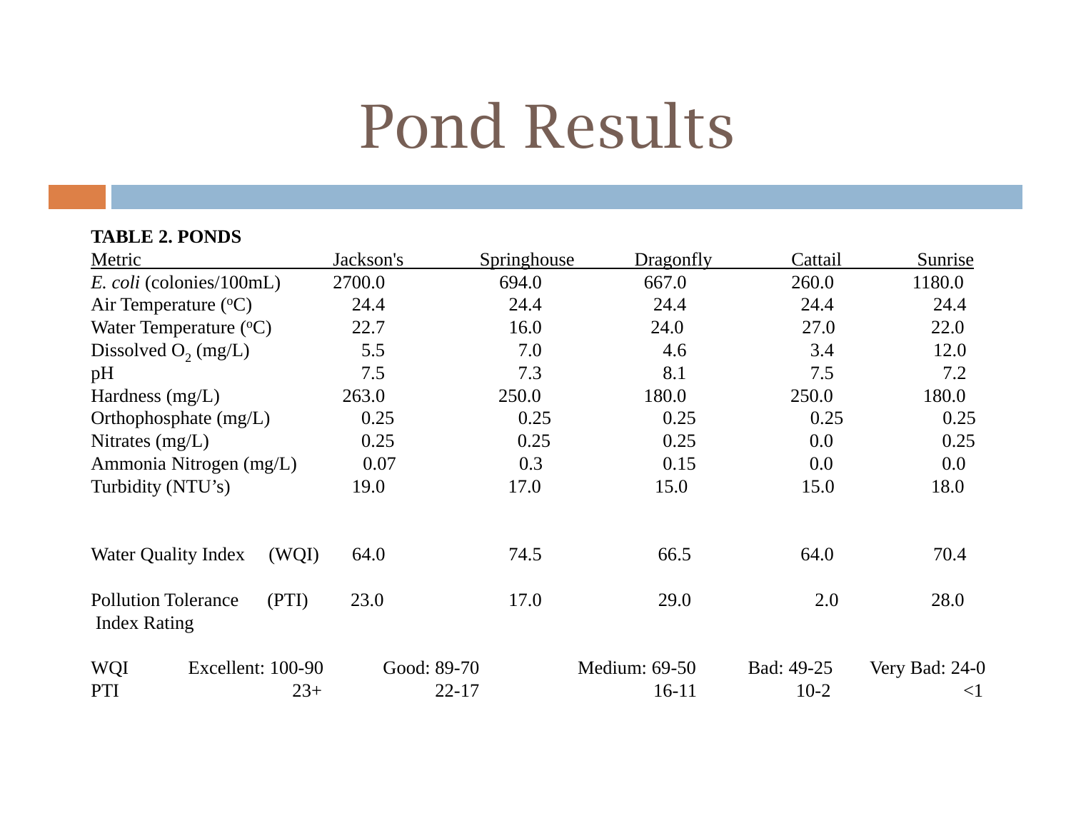# Pond Results

**TABLE 2. PONDS**

| Metric | Jackson's | Springhouse | Dragonfly | Cattail | Sunrise |
|---|---|---|---|---|---|
| *E. coli* (colonies/100mL) | 2700.0 | 694.0 | 667.0 | 260.0 | 1180.0 |
| Air Temperature ($^oC$) | 24.4 | 24.4 | 24.4 | 24.4 | 24.4 |
| Water Temperature ($^oC$) | 22.7 | 16.0 | 24.0 | 27.0 | 22.0 |
| Dissolved $O_2$ (mg/L) | 5.5 | 7.0 | 4.6 | 3.4 | 12.0 |
| pH | 7.5 | 7.3 | 8.1 | 7.5 | 7.2 |
| Hardness (mg/L) | 263.0 | 250.0 | 180.0 | 250.0 | 180.0 |
| Orthophosphate (mg/L) | 0.25 | 0.25 | 0.25 | 0.25 | 0.25 |
| Nitrates (mg/L) | 0.25 | 0.25 | 0.25 | 0.0 | 0.25 |
| Ammonia Nitrogen (mg/L) | 0.07 | 0.3 | 0.15 | 0.0 | 0.0 |
| Turbidity (NTU's) | 19.0 | 17.0 | 15.0 | 15.0 | 18.0 |
| Water Quality Index (WQI) | 64.0 | 74.5 | 66.5 | 64.0 | 70.4 |
| Pollution Tolerance Index Rating (PTI) | 23.0 | 17.0 | 29.0 | 2.0 | 28.0 |

| | Excellent | Good | Medium | Bad | Very Bad |
|---|---|---|---|---|---|
| WQI | Excellent: 100-90 | Good: 89-70 | Medium: 69-50 | Bad: 49-25 | Very Bad: 24-0 |
| PTI | 23+ | 22-17 | 16-11 | 10-2 | <1 |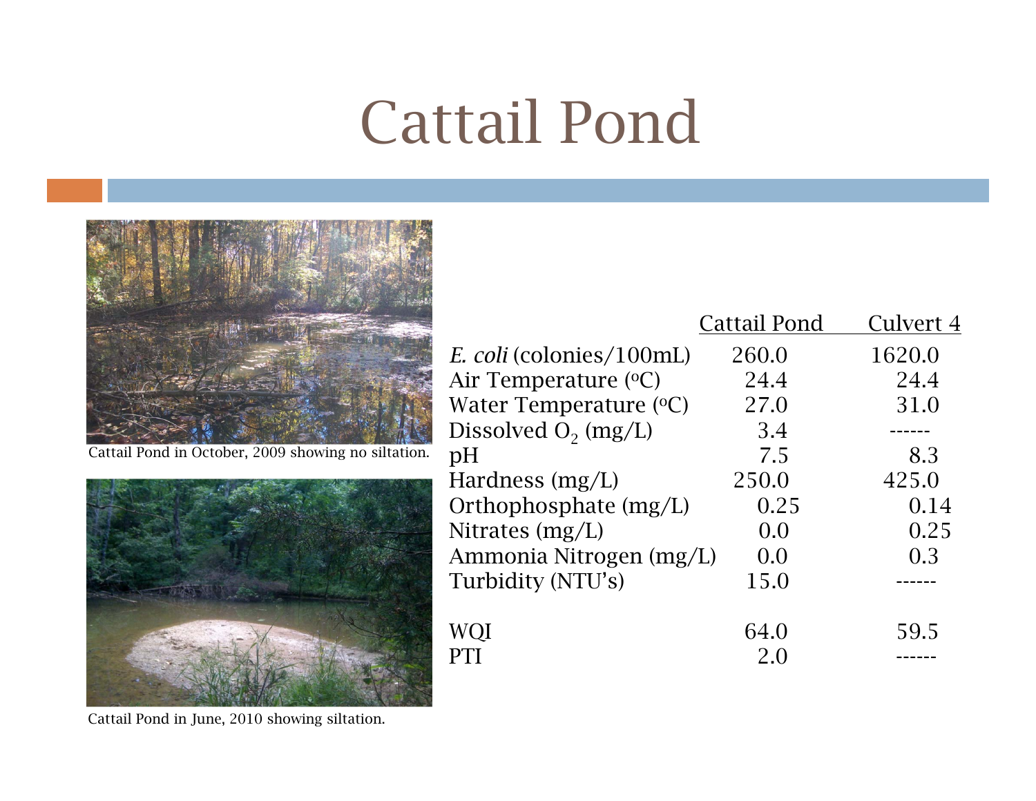# Cattail Pond

Cattail Pond in October, 2009 showing no siltation.

Cattail Pond in June, 2010 showing siltation.

| | Cattail Pond | Culvert 4 |
|---|---|---|
| *E. coli* (colonies/100mL) | 260.0 | 1620.0 |
| Air Temperature (°C) | 24.4 | 24.4 |
| Water Temperature (°C) | 27.0 | 31.0 |
| Dissolved $O_2$ (mg/L) | 3.4 | ------ |
| pH | 7.5 | 8.3 |
| Hardness (mg/L) | 250.0 | 425.0 |
| Orthophosphate (mg/L) | 0.25 | 0.14 |
| Nitrates (mg/L) | 0.0 | 0.25 |
| Ammonia Nitrogen (mg/L) | 0.0 | 0.3 |
| Turbidity (NTU's) | 15.0 | ------ |
| | | |
| WQI | 64.0 | 59.5 |
| PTI | 2.0 | ------ |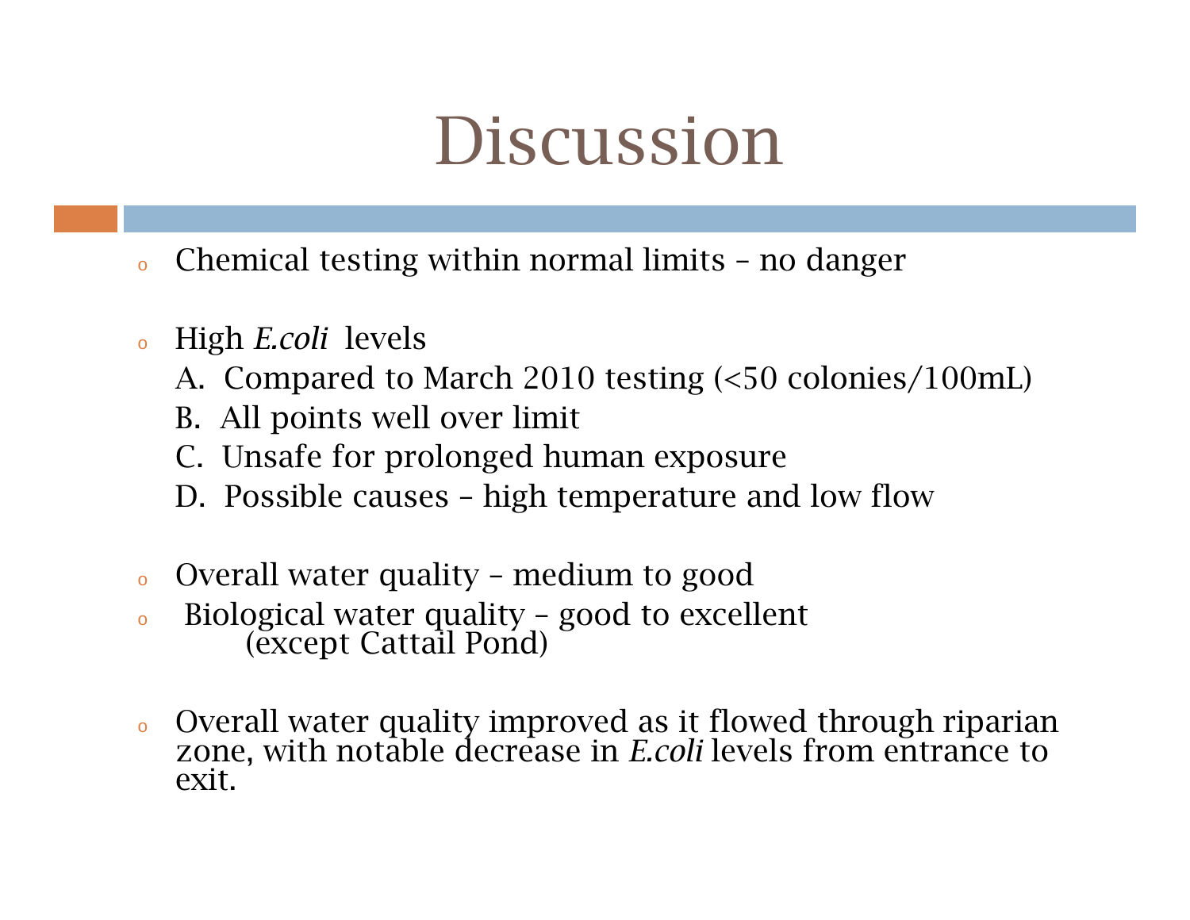# Discussion

- Chemical testing within normal limits – no danger

- High *E.coli* levels
  - A. Compared to March 2010 testing (<50 colonies/100mL)
  - B. All points well over limit
  - C. Unsafe for prolonged human exposure
  - D. Possible causes – high temperature and low flow

- Overall water quality – medium to good
- Biological water quality – good to excellent (except Cattail Pond)

- Overall water quality improved as it flowed through riparian zone, with notable decrease in *E.coli* levels from entrance to exit.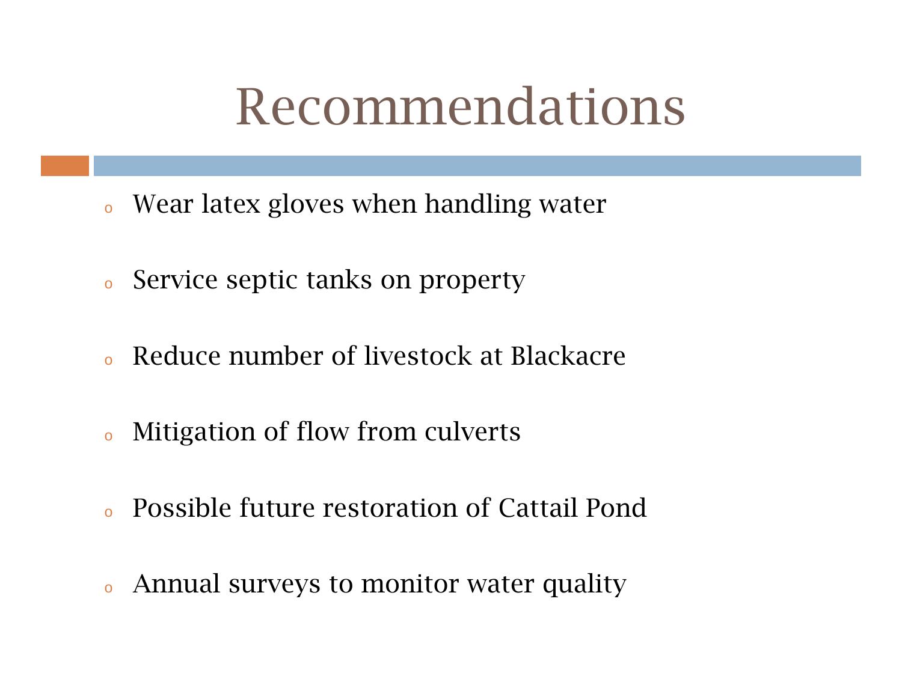# Recommendations

- Wear latex gloves when handling water
- Service septic tanks on property
- Reduce number of livestock at Blackacre
- Mitigation of flow from culverts
- Possible future restoration of Cattail Pond
- Annual surveys to monitor water quality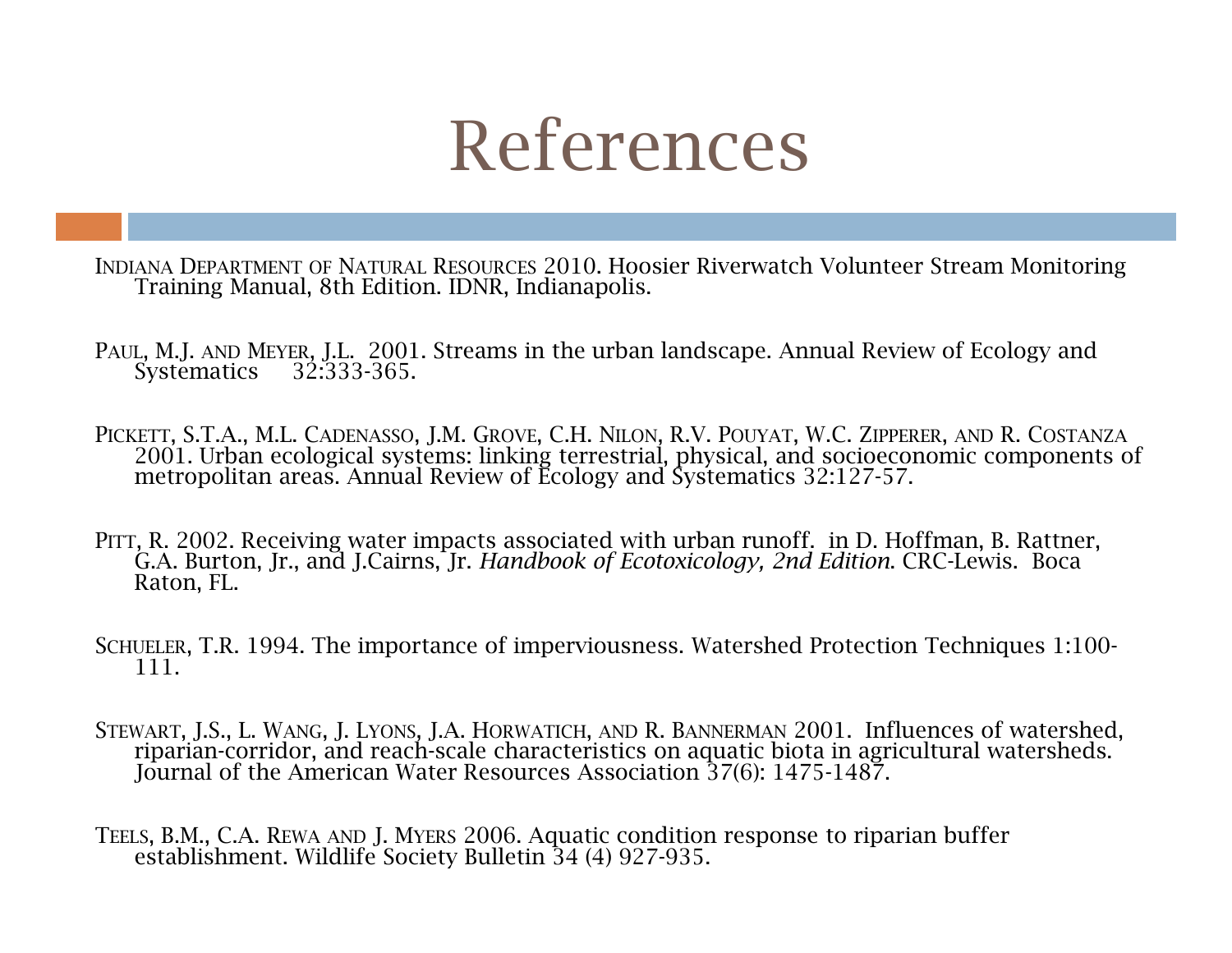# References

INDIANA DEPARTMENT OF NATURAL RESOURCES 2010. Hoosier Riverwatch Volunteer Stream Monitoring Training Manual, 8th Edition. IDNR, Indianapolis.

PAUL, M.J. AND MEYER, J.L. 2001. Streams in the urban landscape. Annual Review of Ecology and Systematics 32:333-365.

PICKETT, S.T.A., M.L. CADENASSO, J.M. GROVE, C.H. NILON, R.V. POUYAT, W.C. ZIPPERER, AND R. COSTANZA 2001. Urban ecological systems: linking terrestrial, physical, and socioeconomic components of metropolitan areas. Annual Review of Ecology and Systematics 32:127-57.

PITT, R. 2002. Receiving water impacts associated with urban runoff. in D. Hoffman, B. Rattner, G.A. Burton, Jr., and J.Cairns, Jr. *Handbook of Ecotoxicology, 2nd Edition*. CRC-Lewis. Boca Raton, FL.

SCHUELER, T.R. 1994. The importance of imperviousness. Watershed Protection Techniques 1:100-111.

STEWART, J.S., L. WANG, J. LYONS, J.A. HORWATICH, AND R. BANNERMAN 2001. Influences of watershed, riparian-corridor, and reach-scale characteristics on aquatic biota in agricultural watersheds. Journal of the American Water Resources Association 37(6): 1475-1487.

TEELS, B.M., C.A. REWA AND J. MYERS 2006. Aquatic condition response to riparian buffer establishment. Wildlife Society Bulletin 34 (4) 927-935.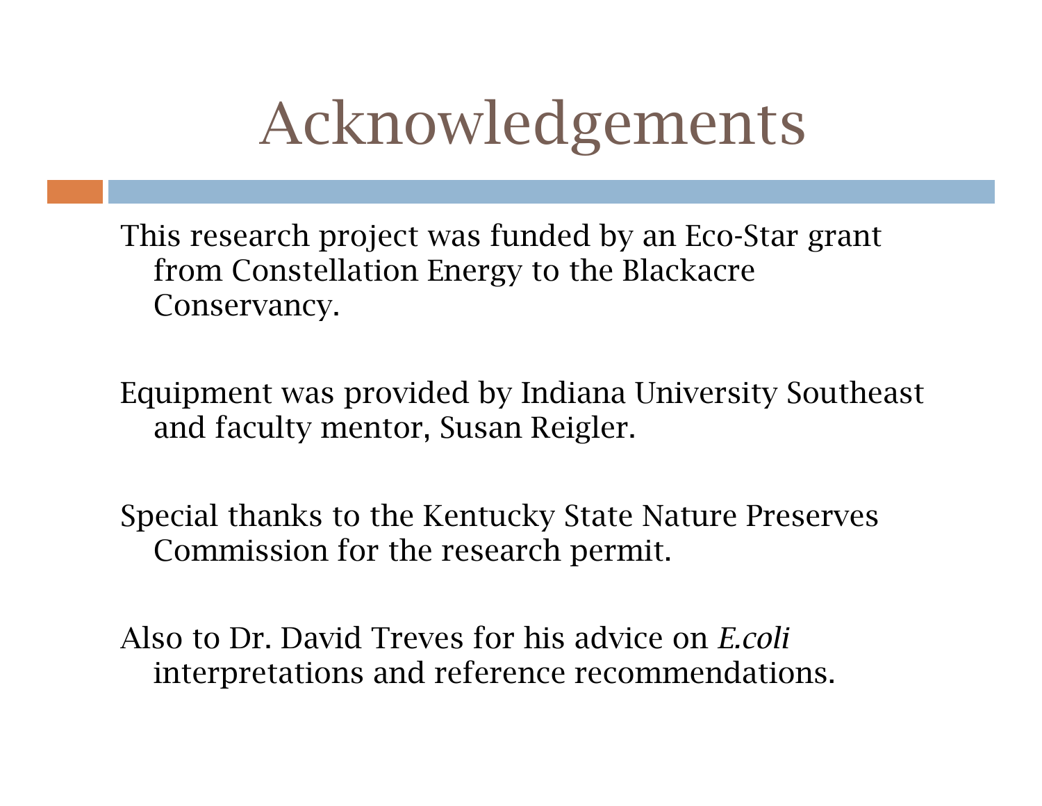# Acknowledgements

This research project was funded by an Eco-Star grant from Constellation Energy to the Blackacre Conservancy.

Equipment was provided by Indiana University Southeast and faculty mentor, Susan Reigler.

Special thanks to the Kentucky State Nature Preserves Commission for the research permit.

Also to Dr. David Treves for his advice on *E.coli* interpretations and reference recommendations.